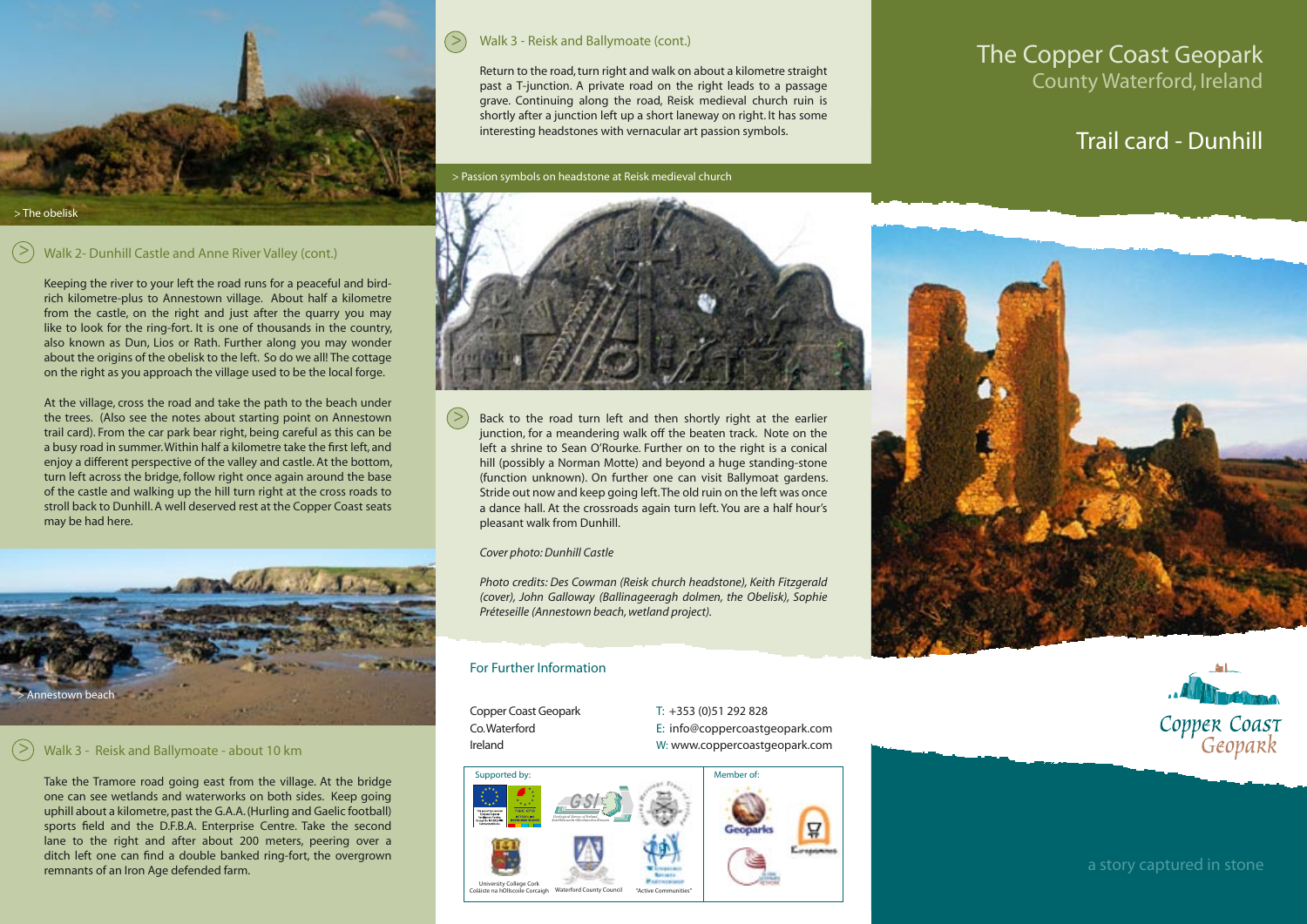# The Copper Coast Geopark

County Waterford, Ireland

## Trail card - Dunhill

> The obelisk

## Walk 2- Dunhill Castle and Anne River Valley (cont.)

Keeping the river to your left the road runs for a peaceful and bird-rich kilometre-plus to Annestown village. About half a kilometre from the castle, on the right and just after the quarry you may like to look for the ring-fort. It is one of thousands in the country, also known as Dun, Lios or Rath. Further along you may wonder about the origins of the obelisk to the left. So do we all! The cottage on the right as you approach the village used to be the local forge.

At the village, cross the road and take the path to the beach under the trees. (Also see the notes about starting point on Annestown trail card). From the car park bear right, being careful as this can be a busy road in summer. Within half a kilometre take the first left, and enjoy a different perspective of the valley and castle. At the bottom, turn left across the bridge, follow right once again around the base of the castle and walking up the hill turn right at the cross roads to stroll back to Dunhill. A well deserved rest at the Copper Coast seats may be had here.

> Annestown beach

## Walk 3 - Reisk and Ballymoate - about 10 km

Take the Tramore road going east from the village. At the bridge one can see wetlands and waterworks on both sides. Keep going uphill about a kilometre, past the G.A.A. (Hurling and Gaelic football) sports field and the D.F.B.A. Enterprise Centre. Take the second lane to the right and after about 200 meters, peering over a ditch left one can find a double banked ring-fort, the overgrown remnants of an Iron Age defended farm.

## Walk 3 - Reisk and Ballymoate (cont.)

Return to the road, turn right and walk on about a kilometre straight past a T-junction. A private road on the right leads to a passage grave. Continuing along the road, Reisk medieval church ruin is shortly after a junction left up a short laneway on right. It has some interesting headstones with vernacular art passion symbols.

> Passion symbols on headstone at Reisk medieval church

Back to the road turn left and then shortly right at the earlier junction, for a meandering walk off the beaten track. Note on the left a shrine to Sean O'Rourke. Further on to the right is a conical hill (possibly a Norman Motte) and beyond a huge standing-stone (function unknown). On further one can visit Ballymoat gardens. Stride out now and keep going left. The old ruin on the left was once a dance hall. At the crossroads again turn left. You are a half hour's pleasant walk from Dunhill.

*Cover photo: Dunhill Castle*

*Photo credits: Des Cowman (Reisk church headstone), Keith Fitzgerald (cover), John Galloway (Ballinageeragh dolmen, the Obelisk), Sophie Préteseille (Annestown beach, wetland project).*

### For Further Information

Copper Coast Geopark
Co.Waterford
Ireland

T: +353 (0)51 292 828
E: info@coppercoastgeopark.com
W: www.coppercoastgeopark.com

Supported by: University College Cork, Coláiste na hOllscoile Corcaigh; Waterford County Council; "Active Communities"

Member of:

Copper Coast Geopark

a story captured in stone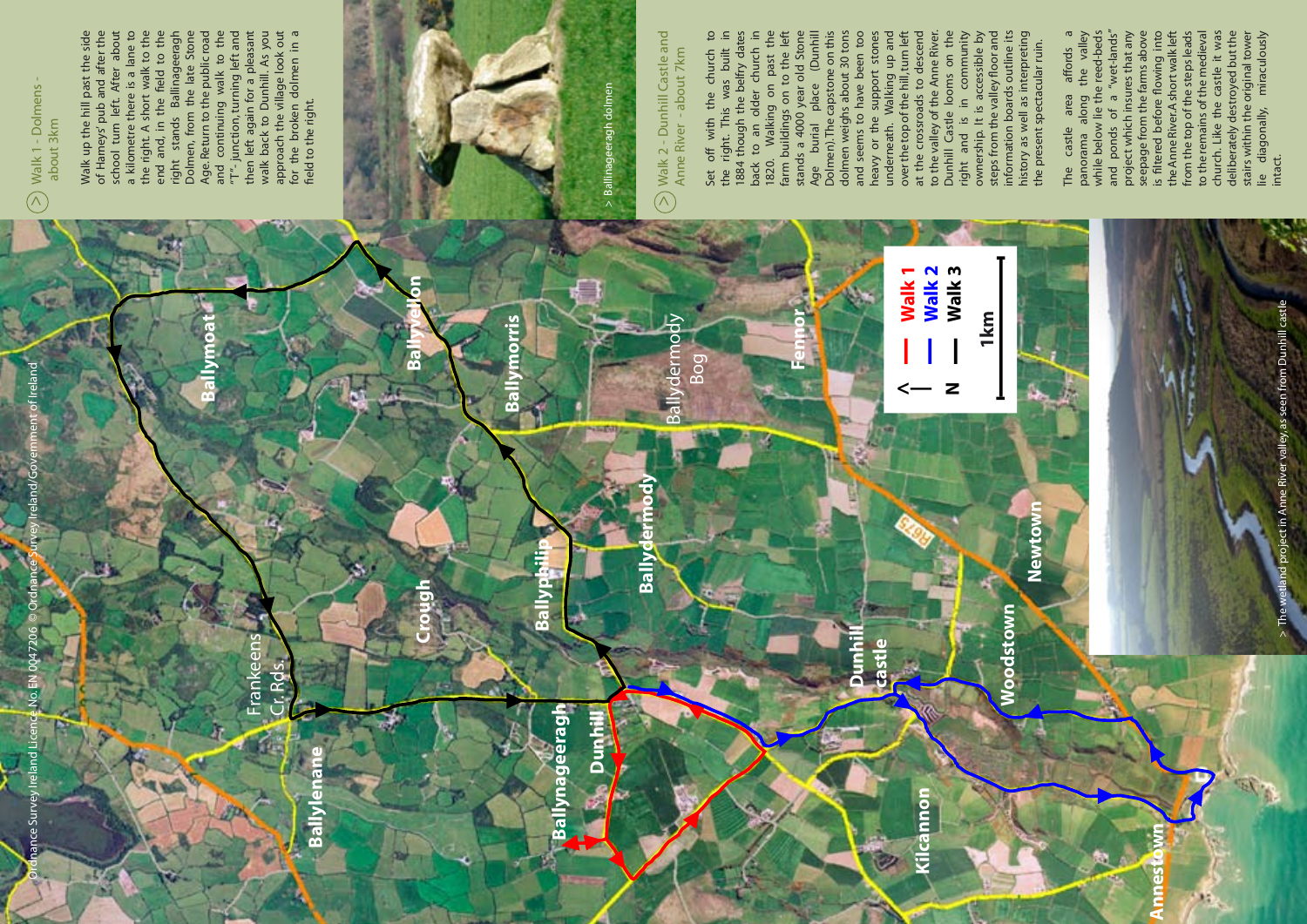## Walk 1 - Dolmens - about 3km

Walk up the hill past the side of Hameys' pub and after the school turn left. After about a kilometre there is a lane to the right. A short walk to the end and, in the field to the right stands Ballinageeragh Dolmen, from the late Stone Age. Return to the public road and continuing walk to the "T"- junction, turning left and then left again for a pleasant walk back to Dunhill. As you approach the village look out for the broken dolmen in a field to the right.

> Ballinageeragh dolmen

## Walk 2 - Dunhill Castle and Anne River - about 7km

Set off with the church to the right. This was built in 1884 though the belfry dates back to an older church in 1820. Walking on past the farm buildings on to the left stands a 4000 year old Stone Age burial place (Dunhill Dolmen). The capstone on this dolmen weighs about 30 tons and seems to have been too heavy or the support stones underneath. Walking up and over the top of the hill, turn left at the crossroads to descend to the valley of the Anne River. Dunhill Castle looms on the right and is in community ownership. It is accessible by steps from the valley floor and information boards outline its history as well as interpreting the present spectacular ruin.

The castle area affords a panorama along the valley while below lie the reed-beds and ponds of a "wet-lands" project which insures that any seepage from the farms above is filtered before flowing into the Anne River. A short walk left from the top of the steps leads to the remains of the medieval church. Like the castle it was deliberately destroyed but the stairs within the original tower lie diagonally, miraculously intact.

> The wetland project in Anne River valley as seen from Dunhill castle

Ordnance Survey Ireland Licence No. EN 0047206 © Ordnance Survey Ireland/Government of Ireland

Walk 1
Walk 2
Walk 3
N
1km

Ballymoat
Ballyvellon
Ballymorris
Ballydermody Bog
Fennor
Frankeens Cr. Rds.
Ballylenane
Crough
Ballyphilip
Ballydermody
Ballynageeragh
Dunhill
Dunhill castle
Kilcannon
Woodstown
Newtown
Annestown
R675